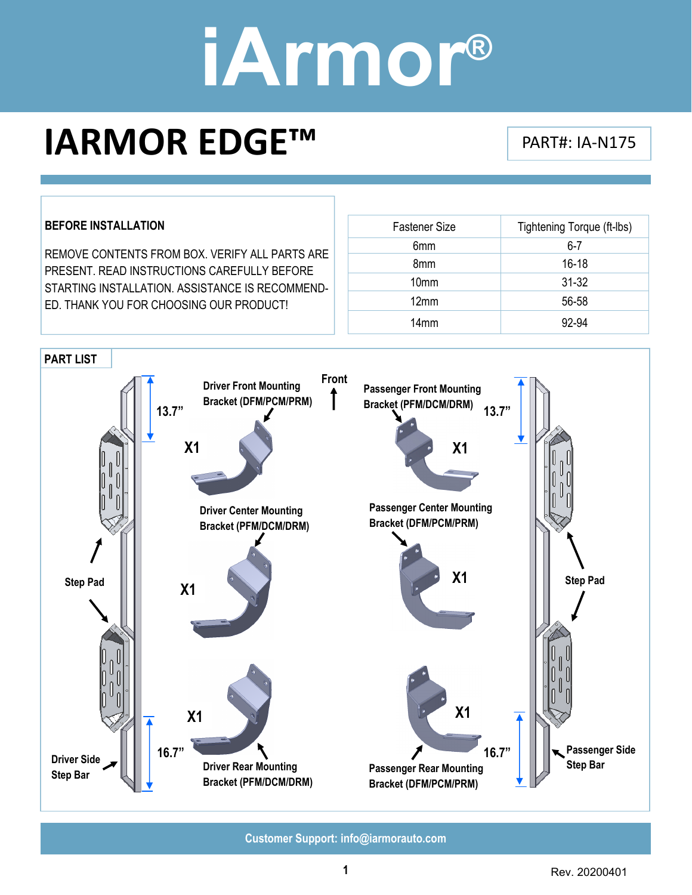# iArmor®

## IARMOR EDGE™

PART#: IA-N175

**BEFORE INSTALLATION**

REMOVE CONTENTS FROM BOX. VERIFY ALL PARTS ARE PRESENT. READ INSTRUCTIONS CAREFULLY BEFORE STARTING INSTALLATION. ASSISTANCE IS RECOMMENDED. THANK YOU FOR CHOOSING OUR PRODUCT!

| Fastener Size | Tightening Torque (ft-lbs) |
|---|---|
| 6mm | 6-7 |
| 8mm | 16-18 |
| 10mm | 31-32 |
| 12mm | 56-58 |
| 14mm | 92-94 |

**PART LIST**

Front

13.7”

Driver Front Mounting Bracket (DFM/PCM/PRM) X1

Passenger Front Mounting Bracket (PFM/DCM/DRM) X1

13.7”

Driver Center Mounting Bracket (PFM/DCM/DRM) X1

Passenger Center Mounting Bracket (DFM/PCM/PRM) X1

Step Pad

Step Pad

Driver Rear Mounting Bracket (PFM/DCM/DRM) X1

Passenger Rear Mounting Bracket (DFM/PCM/PRM) X1

16.7”

16.7”

Driver Side Step Bar

Passenger Side Step Bar

Customer Support: info@iarmorauto.com

Rev. 20200401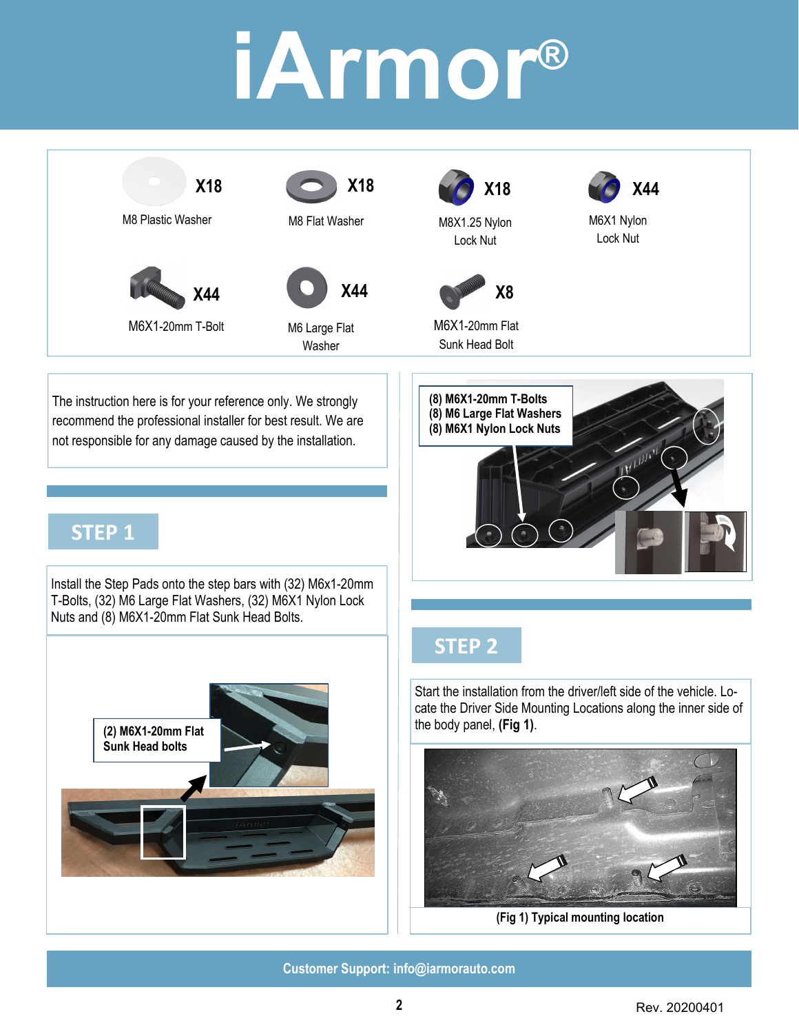# iArmor®

| Quantity | Part |
| --- | --- |
| X18 | M8 Plastic Washer |
| X18 | M8 Flat Washer |
| X18 | M8X1.25 Nylon Lock Nut |
| X44 | M6X1 Nylon Lock Nut |
| X44 | M6X1-20mm T-Bolt |
| X44 | M6 Large Flat Washer |
| X8 | M6X1-20mm Flat Sunk Head Bolt |

The instruction here is for your reference only. We strongly recommend the professional installer for best result. We are not responsible for any damage caused by the installation.

## STEP 1

Install the Step Pads onto the step bars with (32) M6x1-20mm T-Bolts, (32) M6 Large Flat Washers, (32) M6X1 Nylon Lock Nuts and (8) M6X1-20mm Flat Sunk Head Bolts.

**(2) M6X1-20mm Flat Sunk Head bolts**

**(8) M6X1-20mm T-Bolts**
**(8) M6 Large Flat Washers**
**(8) M6X1 Nylon Lock Nuts**

## STEP 2

Start the installation from the driver/left side of the vehicle. Locate the Driver Side Mounting Locations along the inner side of the body panel, **(Fig 1)**.

**(Fig 1) Typical mounting location**

**Customer Support: info@iarmorauto.com**

Rev. 20200401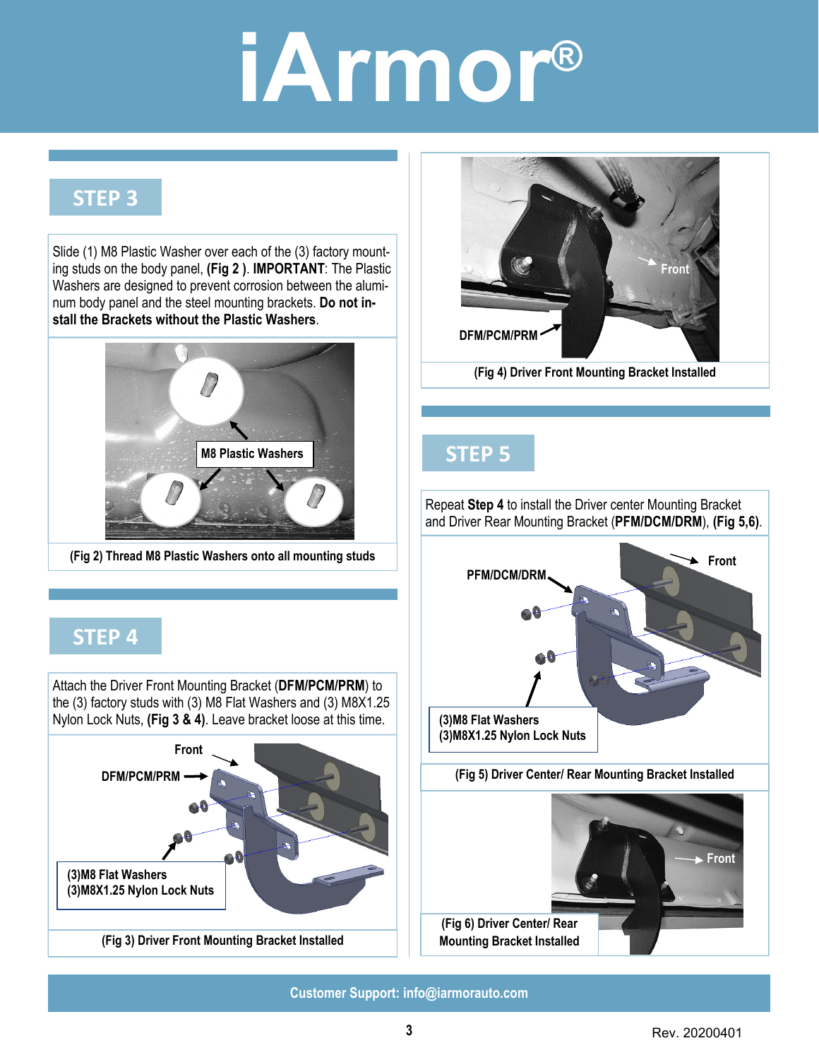## STEP 3

Slide (1) M8 Plastic Washer over each of the (3) factory mounting studs on the body panel, **(Fig 2 )**. **IMPORTANT**: The Plastic Washers are designed to prevent corrosion between the aluminum body panel and the steel mounting brackets. **Do not install the Brackets without the Plastic Washers**.

M8 Plastic Washers

**(Fig 2) Thread M8 Plastic Washers onto all mounting studs**

## STEP 4

Attach the Driver Front Mounting Bracket (**DFM/PCM/PRM**) to the (3) factory studs with (3) M8 Flat Washers and (3) M8X1.25 Nylon Lock Nuts, **(Fig 3 & 4)**. Leave bracket loose at this time.

Front

DFM/PCM/PRM

(3)M8 Flat Washers
(3)M8X1.25 Nylon Lock Nuts

**(Fig 3) Driver Front Mounting Bracket Installed**

Front

DFM/PCM/PRM

**(Fig 4) Driver Front Mounting Bracket Installed**

## STEP 5

Repeat **Step 4** to install the Driver center Mounting Bracket and Driver Rear Mounting Bracket (**PFM/DCM/DRM**), **(Fig 5,6)**.

PFM/DCM/DRM

Front

(3)M8 Flat Washers
(3)M8X1.25 Nylon Lock Nuts

**(Fig 5) Driver Center/ Rear Mounting Bracket Installed**

Front

**(Fig 6) Driver Center/ Rear Mounting Bracket Installed**

**Customer Support: info@iarmorauto.com**

Rev. 20200401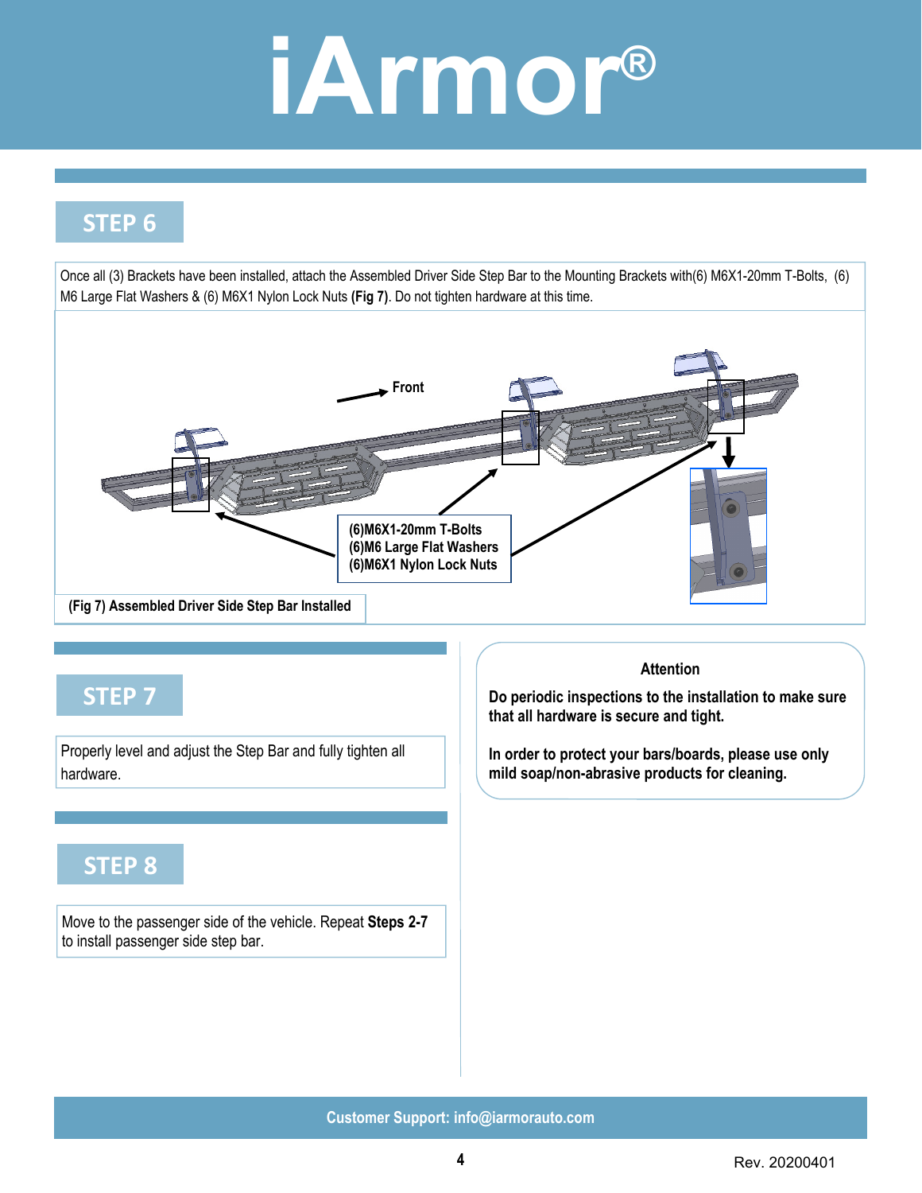## STEP 6

Once all (3) Brackets have been installed, attach the Assembled Driver Side Step Bar to the Mounting Brackets with(6) M6X1-20mm T-Bolts, (6) M6 Large Flat Washers & (6) M6X1 Nylon Lock Nuts **(Fig 7)**. Do not tighten hardware at this time.

Front

(6)M6X1-20mm T-Bolts
(6)M6 Large Flat Washers
(6)M6X1 Nylon Lock Nuts

(Fig 7) Assembled Driver Side Step Bar Installed

## STEP 7

Properly level and adjust the Step Bar and fully tighten all hardware.

## STEP 8

Move to the passenger side of the vehicle. Repeat **Steps 2-7** to install passenger side step bar.

**Attention**

**Do periodic inspections to the installation to make sure that all hardware is secure and tight.**

**In order to protect your bars/boards, please use only mild soap/non-abrasive products for cleaning.**

Customer Support: info@iarmorauto.com

Rev. 20200401